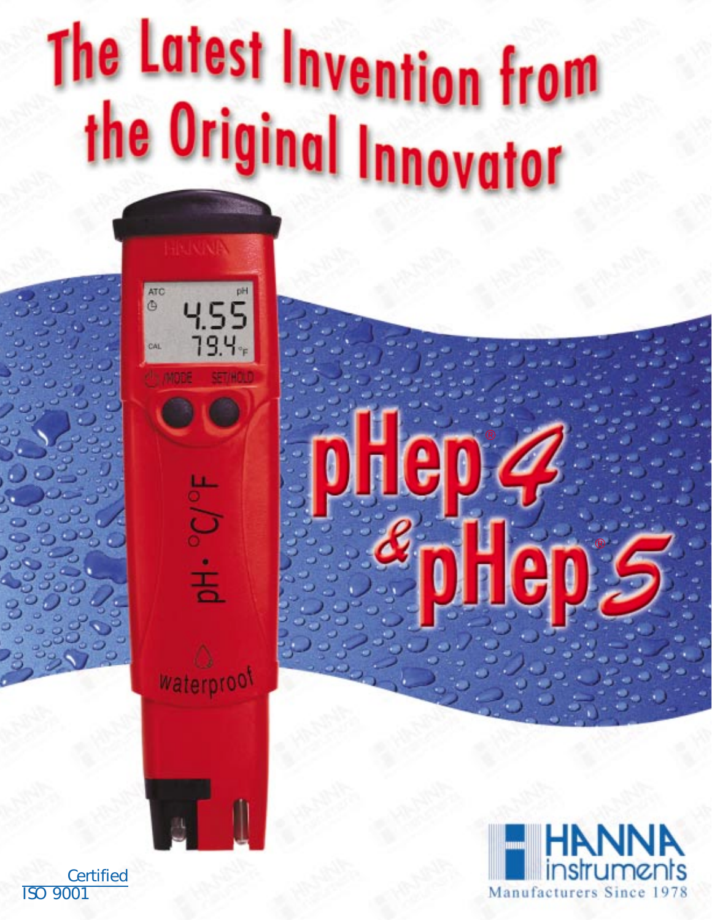# The Latest Invention from the Original Innovator

# pHep® 4 & pHep® 5

HANNA instruments

Manufacturers Since 1978

Certified ISO 9001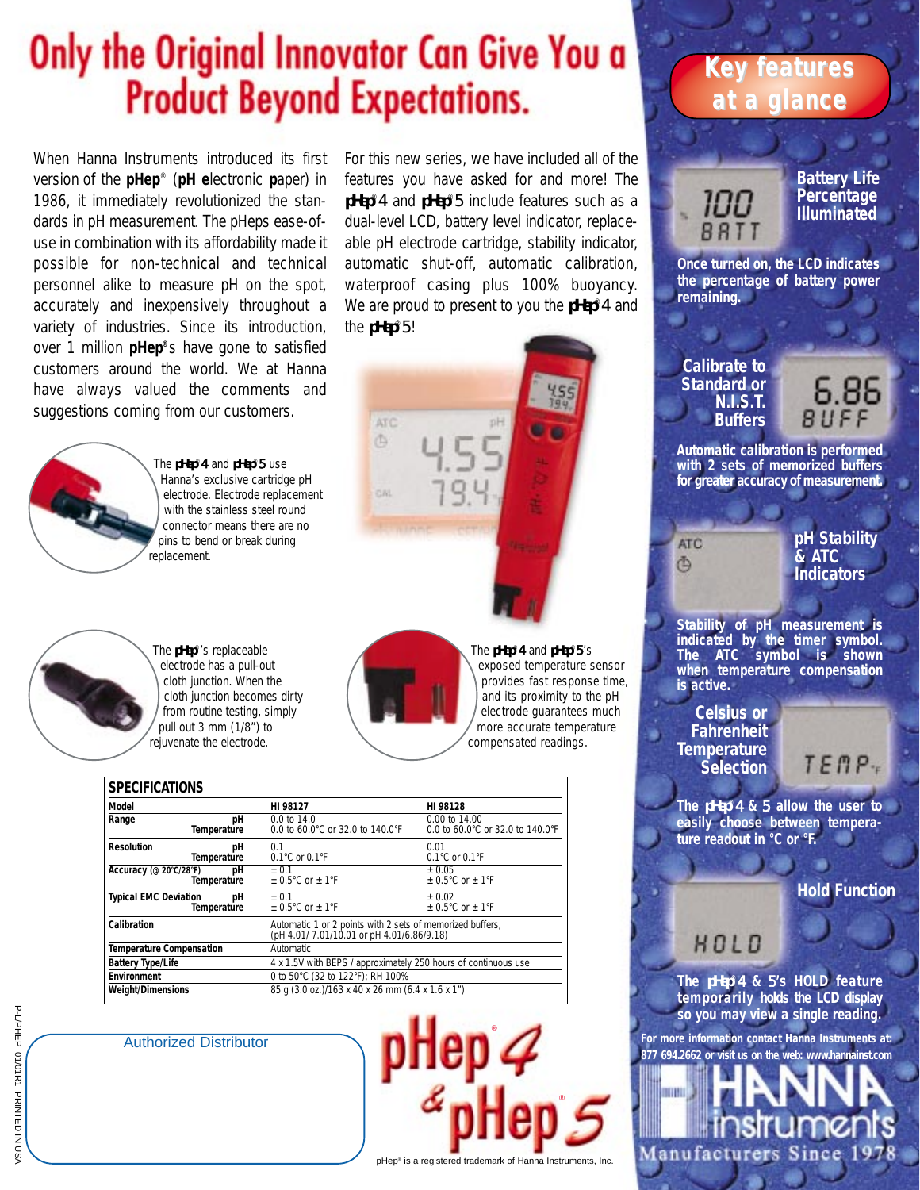# Only the Original Innovator Can Give You a Product Beyond Expectations.

When Hanna Instruments introduced its first version of the **pHep**® (**pH e**lectronic **p**aper) in 1986, it immediately revolutionized the standards in pH measurement. The pHeps ease-of-use in combination with its affordability made it possible for non-technical and technical personnel alike to measure pH on the spot, accurately and inexpensively throughout a variety of industries. Since its introduction, over 1 million **pHep**®s have gone to satisfied customers around the world. We at Hanna have always valued the comments and suggestions coming from our customers.

For this new series, we have included all of the features you have asked for and more! The **pHep**®4 and **pHep**®5 include features such as a dual-level LCD, battery level indicator, replaceable pH electrode cartridge, stability indicator, automatic shut-off, automatic calibration, waterproof casing plus 100% buoyancy. We are proud to present to you the **pHep**®4 and the **pHep**®5!

The **pHep**®**4** and **pHep**®**5** use Hanna's exclusive cartridge pH electrode. Electrode replacement with the stainless steel round connector means there are no pins to bend or break during replacement.

The **pHep**®'s replaceable electrode has a pull-out cloth junction. When the cloth junction becomes dirty from routine testing, simply pull out 3 mm (1/8") to rejuvenate the electrode.

The **pHep**®**4** and **pHep**®**5**'s exposed temperature sensor provides fast response time, and its proximity to the pH electrode guarantees much more accurate temperature compensated readings.

## SPECIFICATIONS

| Model | | HI 98127 | HI 98128 |
|---|---|---|---|
| Range | pH | 0.0 to 14.0 | 0.00 to 14.00 |
| | Temperature | 0.0 to 60.0°C or 32.0 to 140.0°F | 0.0 to 60.0°C or 32.0 to 140.0°F |
| Resolution | pH | 0.1 | 0.01 |
| | Temperature | 0.1°C or 0.1°F | 0.1°C or 0.1°F |
| Accuracy (@ 20°C/28°F) | pH | ± 0.1 | ± 0.05 |
| | Temperature | ± 0.5°C or ± 1°F | ± 0.5°C or ± 1°F |
| Typical EMC Deviation | pH | ± 0.1 | ± 0.02 |
| | Temperature | ± 0.5°C or ± 1°F | ± 0.5°C or ± 1°F |
| Calibration | | Automatic 1 or 2 points with 2 sets of memorized buffers, (pH 4.01/ 7.01/10.01 or pH 4.01/6.86/9.18) | |
| Temperature Compensation | | Automatic | |
| Battery Type/Life | | 4 x 1.5V with BEPS / approximately 250 hours of continuous use | |
| Environment | | 0 to 50°C (32 to 122°F); RH 100% | |
| Weight/Dimensions | | 85 g (3.0 oz.)/163 x 40 x 26 mm (6.4 x 1.6 x 1") | |

Authorized Distributor

pHep®4 & pHep®5

pHep® is a registered trademark of Hanna Instruments, Inc.

P-LPHEP 01/01R1 PRINTED IN USA

## Key features at a glance

### Battery Life Percentage Illuminated

Once turned on, the LCD indicates the percentage of battery power remaining.

### Calibrate to Standard or N.I.S.T. Buffers

Automatic calibration is performed with 2 sets of memorized buffers for greater accuracy of measurement.

### pH Stability & ATC Indicators

Stability of pH measurement is indicated by the timer symbol. The ATC symbol is shown when temperature compensation is active.

### Celsius or Fahrenheit Temperature Selection

The **pHep**®4 & 5 allow the user to easily choose between temperature readout in °C or °F.

### Hold Function

The **pHep**®4 & 5's HOLD feature temporarily holds the LCD display so you may view a single reading.

For more information contact Hanna Instruments at: 877 694.2662 or visit us on the web: www.hannainst.com

HANNA instruments
Manufacturers Since 1978